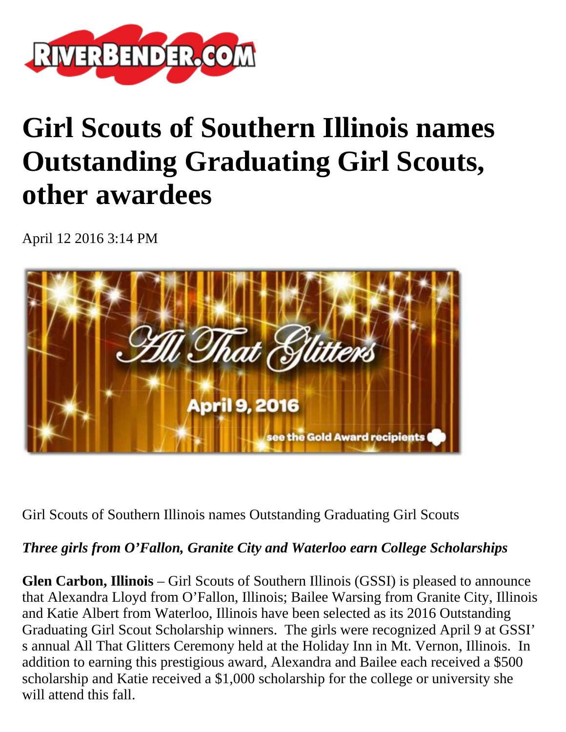# Girl Scouts of Southern Illinois names Outstanding Graduating Girl Scouts, other awardees

April 12 2016 3:14 PM

Girl Scouts of Southern Illinois names Outstanding Graduating Girl Scouts

***Three girls from O'Fallon, Granite City and Waterloo earn College Scholarships***

**Glen Carbon, Illinois** – Girl Scouts of Southern Illinois (GSSI) is pleased to announce that Alexandra Lloyd from O'Fallon, Illinois; Bailee Warsing from Granite City, Illinois and Katie Albert from Waterloo, Illinois have been selected as its 2016 Outstanding Graduating Girl Scout Scholarship winners. The girls were recognized April 9 at GSSI's annual All That Glitters Ceremony held at the Holiday Inn in Mt. Vernon, Illinois. In addition to earning this prestigious award, Alexandra and Bailee each received a $500 scholarship and Katie received a $1,000 scholarship for the college or university she will attend this fall.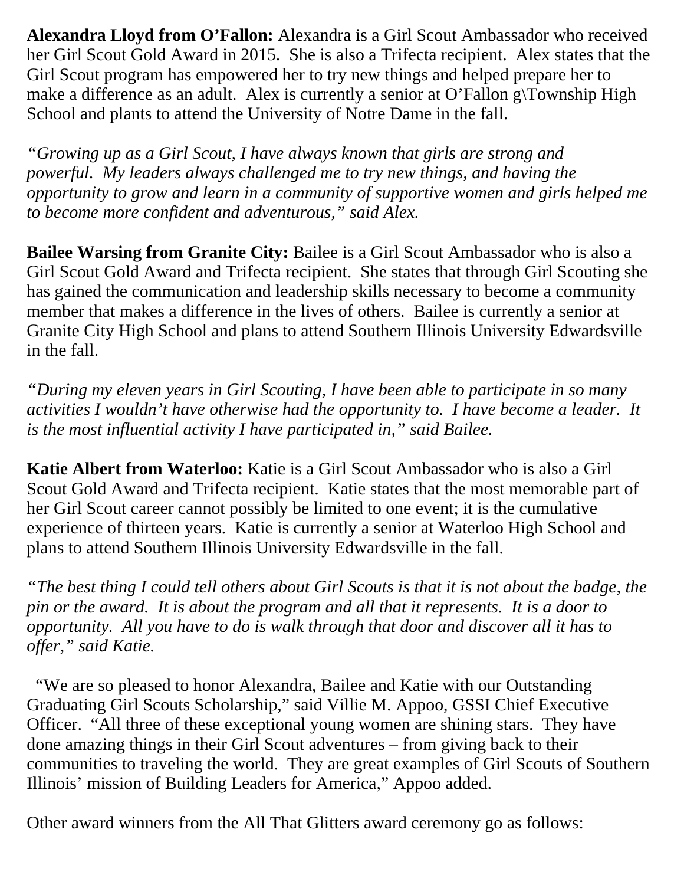**Alexandra Lloyd from O'Fallon:** Alexandra is a Girl Scout Ambassador who received her Girl Scout Gold Award in 2015. She is also a Trifecta recipient. Alex states that the Girl Scout program has empowered her to try new things and helped prepare her to make a difference as an adult. Alex is currently a senior at O'Fallon g\Township High School and plants to attend the University of Notre Dame in the fall.

*"Growing up as a Girl Scout, I have always known that girls are strong and powerful. My leaders always challenged me to try new things, and having the opportunity to grow and learn in a community of supportive women and girls helped me to become more confident and adventurous," said Alex.*

**Bailee Warsing from Granite City:** Bailee is a Girl Scout Ambassador who is also a Girl Scout Gold Award and Trifecta recipient. She states that through Girl Scouting she has gained the communication and leadership skills necessary to become a community member that makes a difference in the lives of others. Bailee is currently a senior at Granite City High School and plans to attend Southern Illinois University Edwardsville in the fall.

*"During my eleven years in Girl Scouting, I have been able to participate in so many activities I wouldn't have otherwise had the opportunity to. I have become a leader. It is the most influential activity I have participated in," said Bailee.*

**Katie Albert from Waterloo:** Katie is a Girl Scout Ambassador who is also a Girl Scout Gold Award and Trifecta recipient. Katie states that the most memorable part of her Girl Scout career cannot possibly be limited to one event; it is the cumulative experience of thirteen years. Katie is currently a senior at Waterloo High School and plans to attend Southern Illinois University Edwardsville in the fall.

*"The best thing I could tell others about Girl Scouts is that it is not about the badge, the pin or the award. It is about the program and all that it represents. It is a door to opportunity. All you have to do is walk through that door and discover all it has to offer," said Katie.*

"We are so pleased to honor Alexandra, Bailee and Katie with our Outstanding Graduating Girl Scouts Scholarship," said Villie M. Appoo, GSSI Chief Executive Officer. "All three of these exceptional young women are shining stars. They have done amazing things in their Girl Scout adventures – from giving back to their communities to traveling the world. They are great examples of Girl Scouts of Southern Illinois' mission of Building Leaders for America," Appoo added.

Other award winners from the All That Glitters award ceremony go as follows: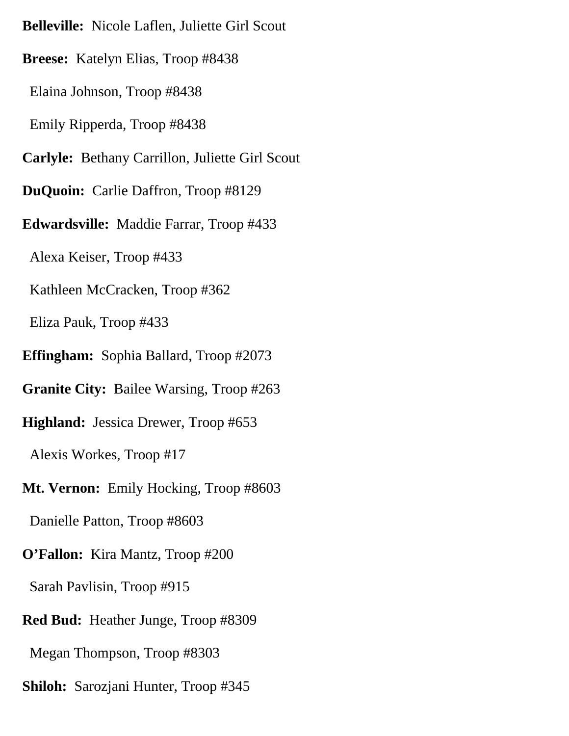**Belleville:** Nicole Laflen, Juliette Girl Scout

**Breese:** Katelyn Elias, Troop #8438

Elaina Johnson, Troop #8438

Emily Ripperda, Troop #8438

**Carlyle:** Bethany Carrillon, Juliette Girl Scout

**DuQuoin:** Carlie Daffron, Troop #8129

**Edwardsville:** Maddie Farrar, Troop #433

Alexa Keiser, Troop #433

Kathleen McCracken, Troop #362

Eliza Pauk, Troop #433

**Effingham:** Sophia Ballard, Troop #2073

**Granite City:** Bailee Warsing, Troop #263

**Highland:** Jessica Drewer, Troop #653

Alexis Workes, Troop #17

**Mt. Vernon:** Emily Hocking, Troop #8603

Danielle Patton, Troop #8603

**O'Fallon:** Kira Mantz, Troop #200

Sarah Pavlisin, Troop #915

**Red Bud:** Heather Junge, Troop #8309

Megan Thompson, Troop #8303

**Shiloh:** Sarozjani Hunter, Troop #345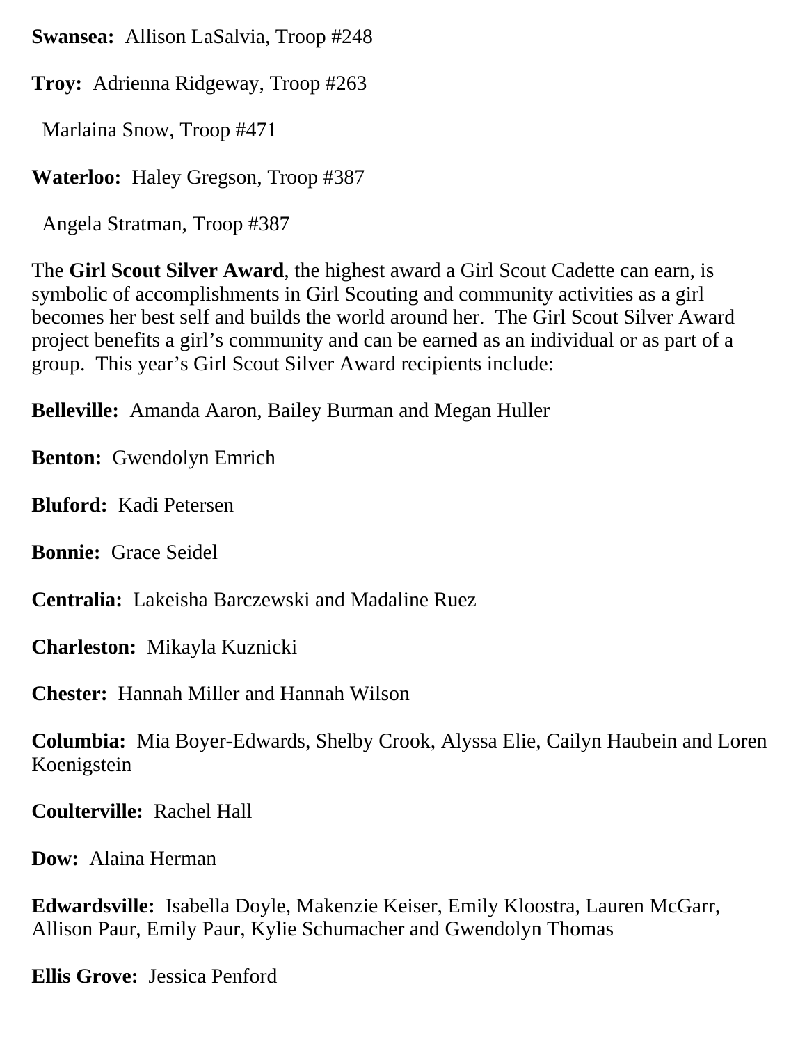**Swansea:** Allison LaSalvia, Troop #248

**Troy:** Adrienna Ridgeway, Troop #263

Marlaina Snow, Troop #471

**Waterloo:** Haley Gregson, Troop #387

Angela Stratman, Troop #387

The **Girl Scout Silver Award**, the highest award a Girl Scout Cadette can earn, is symbolic of accomplishments in Girl Scouting and community activities as a girl becomes her best self and builds the world around her. The Girl Scout Silver Award project benefits a girl's community and can be earned as an individual or as part of a group. This year's Girl Scout Silver Award recipients include:

**Belleville:** Amanda Aaron, Bailey Burman and Megan Huller

**Benton:** Gwendolyn Emrich

**Bluford:** Kadi Petersen

**Bonnie:** Grace Seidel

**Centralia:** Lakeisha Barczewski and Madaline Ruez

**Charleston:** Mikayla Kuznicki

**Chester:** Hannah Miller and Hannah Wilson

**Columbia:** Mia Boyer-Edwards, Shelby Crook, Alyssa Elie, Cailyn Haubein and Loren Koenigstein

**Coulterville:** Rachel Hall

**Dow:** Alaina Herman

**Edwardsville:** Isabella Doyle, Makenzie Keiser, Emily Kloostra, Lauren McGarr, Allison Paur, Emily Paur, Kylie Schumacher and Gwendolyn Thomas

**Ellis Grove:** Jessica Penford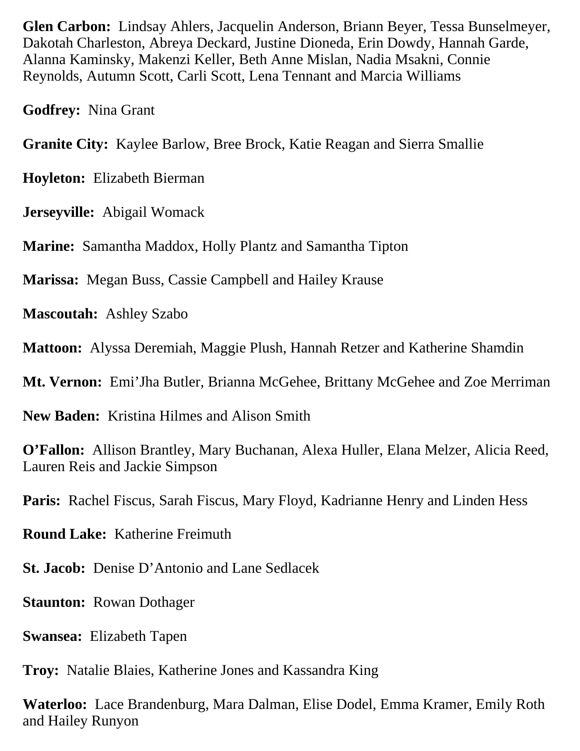**Glen Carbon:** Lindsay Ahlers, Jacquelin Anderson, Briann Beyer, Tessa Bunselmeyer, Dakotah Charleston, Abreya Deckard, Justine Dioneda, Erin Dowdy, Hannah Garde, Alanna Kaminsky, Makenzi Keller, Beth Anne Mislan, Nadia Msakni, Connie Reynolds, Autumn Scott, Carli Scott, Lena Tennant and Marcia Williams

**Godfrey:** Nina Grant

**Granite City:** Kaylee Barlow, Bree Brock, Katie Reagan and Sierra Smallie

**Hoyleton:** Elizabeth Bierman

**Jerseyville:** Abigail Womack

**Marine:** Samantha Maddox, Holly Plantz and Samantha Tipton

**Marissa:** Megan Buss, Cassie Campbell and Hailey Krause

**Mascoutah:** Ashley Szabo

**Mattoon:** Alyssa Deremiah, Maggie Plush, Hannah Retzer and Katherine Shamdin

**Mt. Vernon:** Emi'Jha Butler, Brianna McGehee, Brittany McGehee and Zoe Merriman

**New Baden:** Kristina Hilmes and Alison Smith

**O'Fallon:** Allison Brantley, Mary Buchanan, Alexa Huller, Elana Melzer, Alicia Reed, Lauren Reis and Jackie Simpson

**Paris:** Rachel Fiscus, Sarah Fiscus, Mary Floyd, Kadrianne Henry and Linden Hess

**Round Lake:** Katherine Freimuth

**St. Jacob:** Denise D'Antonio and Lane Sedlacek

**Staunton:** Rowan Dothager

**Swansea:** Elizabeth Tapen

**Troy:** Natalie Blaies, Katherine Jones and Kassandra King

**Waterloo:** Lace Brandenburg, Mara Dalman, Elise Dodel, Emma Kramer, Emily Roth and Hailey Runyon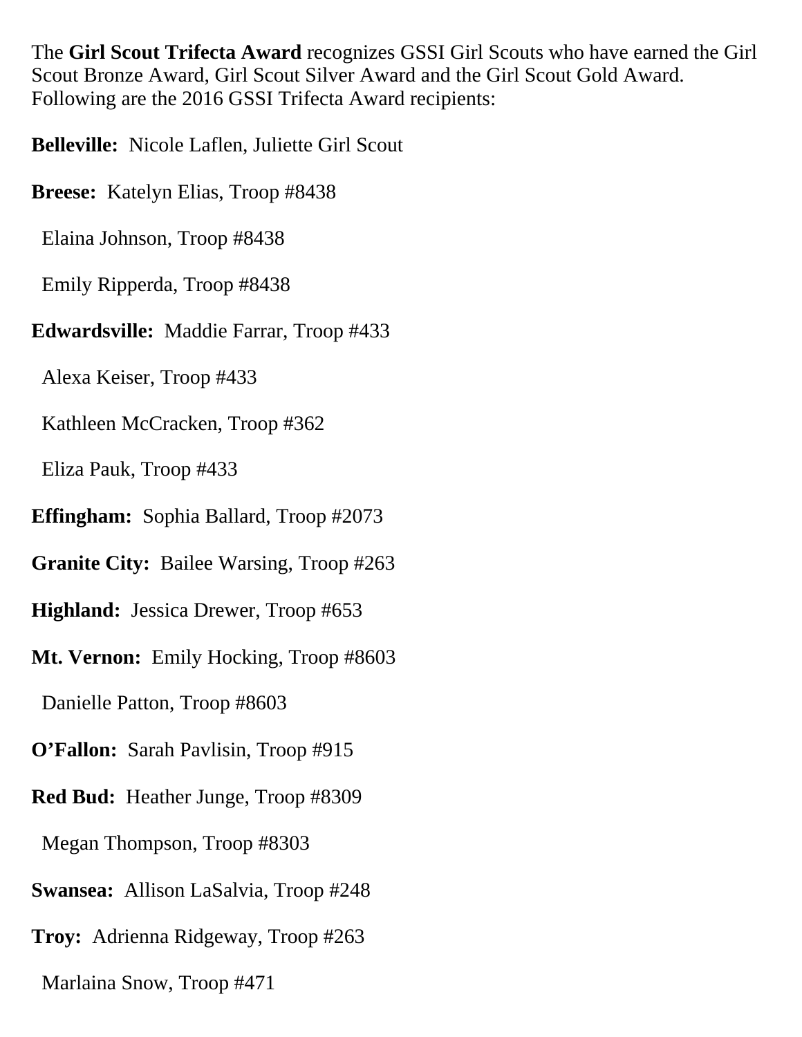The **Girl Scout Trifecta Award** recognizes GSSI Girl Scouts who have earned the Girl Scout Bronze Award, Girl Scout Silver Award and the Girl Scout Gold Award. Following are the 2016 GSSI Trifecta Award recipients:

**Belleville:** Nicole Laflen, Juliette Girl Scout

**Breese:** Katelyn Elias, Troop #8438

Elaina Johnson, Troop #8438

Emily Ripperda, Troop #8438

**Edwardsville:** Maddie Farrar, Troop #433

Alexa Keiser, Troop #433

Kathleen McCracken, Troop #362

Eliza Pauk, Troop #433

**Effingham:** Sophia Ballard, Troop #2073

**Granite City:** Bailee Warsing, Troop #263

**Highland:** Jessica Drewer, Troop #653

**Mt. Vernon:** Emily Hocking, Troop #8603

Danielle Patton, Troop #8603

**O'Fallon:** Sarah Pavlisin, Troop #915

**Red Bud:** Heather Junge, Troop #8309

Megan Thompson, Troop #8303

**Swansea:** Allison LaSalvia, Troop #248

**Troy:** Adrienna Ridgeway, Troop #263

Marlaina Snow, Troop #471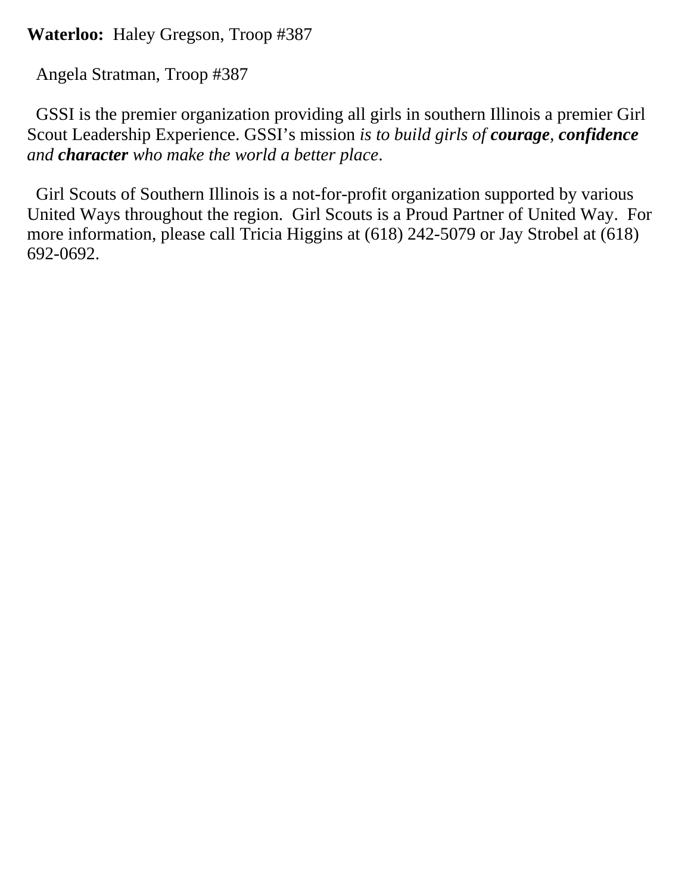**Waterloo:** Haley Gregson, Troop #387

Angela Stratman, Troop #387

GSSI is the premier organization providing all girls in southern Illinois a premier Girl Scout Leadership Experience. GSSI's mission *is to build girls of* ***courage***, ***confidence*** *and* ***character*** *who make the world a better place*.

Girl Scouts of Southern Illinois is a not-for-profit organization supported by various United Ways throughout the region. Girl Scouts is a Proud Partner of United Way. For more information, please call Tricia Higgins at (618) 242-5079 or Jay Strobel at (618) 692-0692.